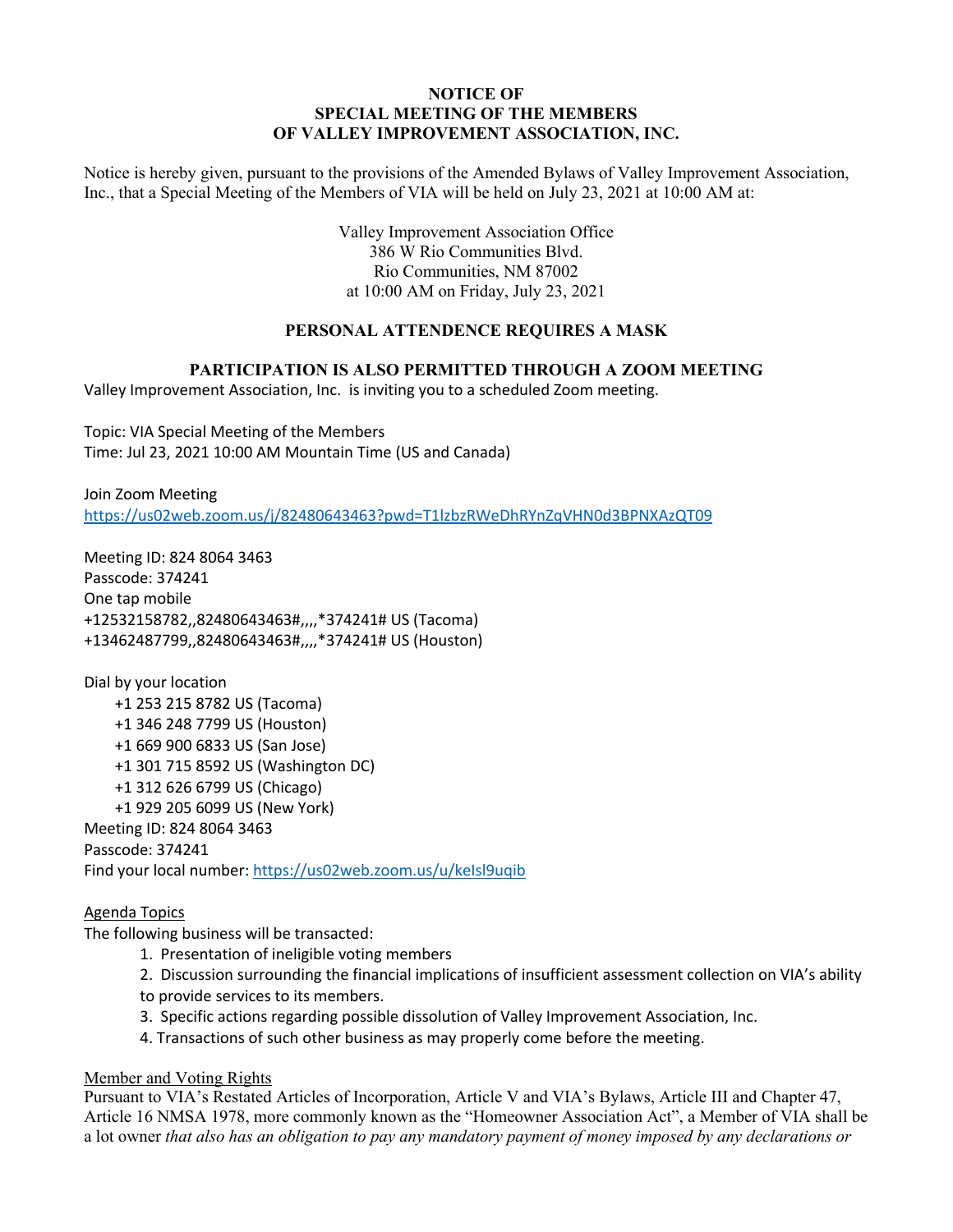**NOTICE OF**
**SPECIAL MEETING OF THE MEMBERS**
**OF VALLEY IMPROVEMENT ASSOCIATION, INC.**

Notice is hereby given, pursuant to the provisions of the Amended Bylaws of Valley Improvement Association, Inc., that a Special Meeting of the Members of VIA will be held on July 23, 2021 at 10:00 AM at:

Valley Improvement Association Office
386 W Rio Communities Blvd.
Rio Communities, NM 87002
at 10:00 AM on Friday, July 23, 2021

**PERSONAL ATTENDENCE REQUIRES A MASK**

**PARTICIPATION IS ALSO PERMITTED THROUGH A ZOOM MEETING**

Valley Improvement Association, Inc. is inviting you to a scheduled Zoom meeting.

Topic: VIA Special Meeting of the Members
Time: Jul 23, 2021 10:00 AM Mountain Time (US and Canada)

Join Zoom Meeting
https://us02web.zoom.us/j/82480643463?pwd=T1lzbzRWeDhRYnZqVHN0d3BPNXAzQT09

Meeting ID: 824 8064 3463
Passcode: 374241
One tap mobile
+12532158782,,82480643463#,,,,*374241# US (Tacoma)
+13462487799,,82480643463#,,,,*374241# US (Houston)

Dial by your location
- +1 253 215 8782 US (Tacoma)
- +1 346 248 7799 US (Houston)
- +1 669 900 6833 US (San Jose)
- +1 301 715 8592 US (Washington DC)
- +1 312 626 6799 US (Chicago)
- +1 929 205 6099 US (New York)

Meeting ID: 824 8064 3463
Passcode: 374241
Find your local number: https://us02web.zoom.us/u/keIsl9uqib

Agenda Topics

The following business will be transacted:

1. Presentation of ineligible voting members
2. Discussion surrounding the financial implications of insufficient assessment collection on VIA's ability to provide services to its members.
3. Specific actions regarding possible dissolution of Valley Improvement Association, Inc.
4. Transactions of such other business as may properly come before the meeting.

Member and Voting Rights

Pursuant to VIA's Restated Articles of Incorporation, Article V and VIA's Bylaws, Article III and Chapter 47, Article 16 NMSA 1978, more commonly known as the "Homeowner Association Act", a Member of VIA shall be a lot owner *that also has an obligation to pay any mandatory payment of money imposed by any declarations or*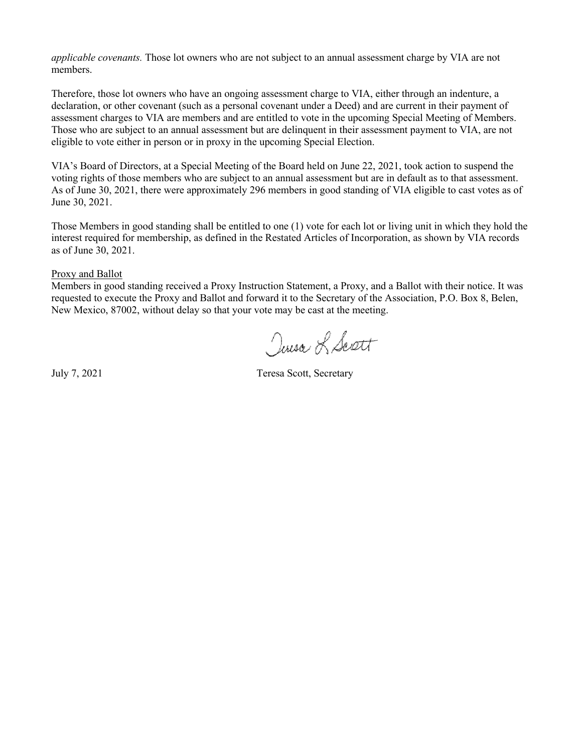*applicable covenants.* Those lot owners who are not subject to an annual assessment charge by VIA are not members.

Therefore, those lot owners who have an ongoing assessment charge to VIA, either through an indenture, a declaration, or other covenant (such as a personal covenant under a Deed) and are current in their payment of assessment charges to VIA are members and are entitled to vote in the upcoming Special Meeting of Members. Those who are subject to an annual assessment but are delinquent in their assessment payment to VIA, are not eligible to vote either in person or in proxy in the upcoming Special Election.

VIA's Board of Directors, at a Special Meeting of the Board held on June 22, 2021, took action to suspend the voting rights of those members who are subject to an annual assessment but are in default as to that assessment. As of June 30, 2021, there were approximately 296 members in good standing of VIA eligible to cast votes as of June 30, 2021.

Those Members in good standing shall be entitled to one (1) vote for each lot or living unit in which they hold the interest required for membership, as defined in the Restated Articles of Incorporation, as shown by VIA records as of June 30, 2021.

Proxy and Ballot

Members in good standing received a Proxy Instruction Statement, a Proxy, and a Ballot with their notice. It was requested to execute the Proxy and Ballot and forward it to the Secretary of the Association, P.O. Box 8, Belen, New Mexico, 87002, without delay so that your vote may be cast at the meeting.

Teresa L Scott

July 7, 2021 Teresa Scott, Secretary